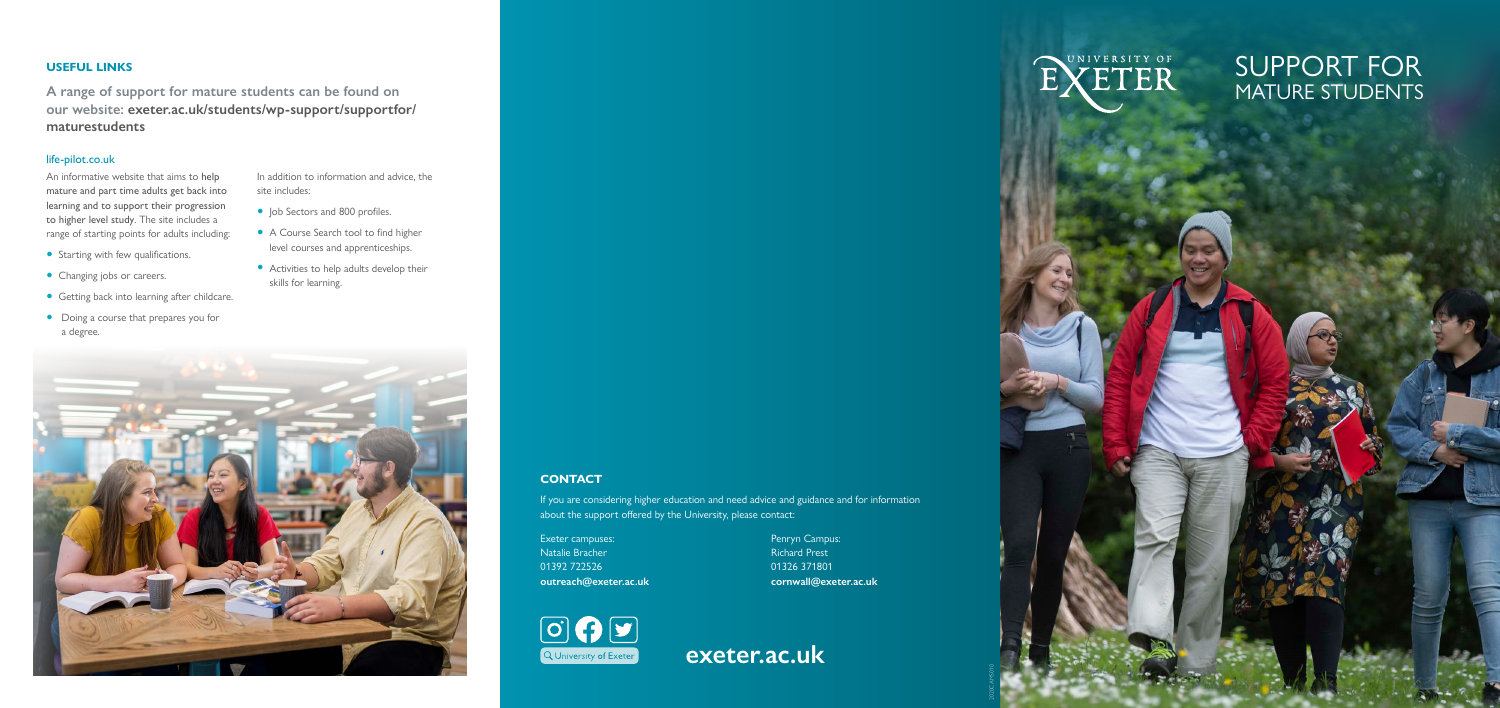# SUPPORT FOR MATURE STUDENTS

UNIVERSITY OF EXETER

## USEFUL LINKS

**A range of support for mature students can be found on our website: exeter.ac.uk/students/wp-support/supportfor/maturestudents**

### life-pilot.co.uk

An informative website that aims to help mature and part time adults get back into learning and to support their progression to higher level study. The site includes a range of starting points for adults including:

- Starting with few qualifications.
- Changing jobs or careers.
- Getting back into learning after childcare.
- Doing a course that prepares you for a degree.

In addition to information and advice, the site includes:

- Job Sectors and 800 profiles.
- A Course Search tool to find higher level courses and apprenticeships.
- Activities to help adults develop their skills for learning.

## CONTACT

If you are considering higher education and need advice and guidance and for information about the support offered by the University, please contact:

Exeter campuses:
Natalie Bracher
01392 722526
**outreach@exeter.ac.uk**

Penryn Campus:
Richard Prest
01326 371801
**cornwall@exeter.ac.uk**

University of Exeter

**exeter.ac.uk**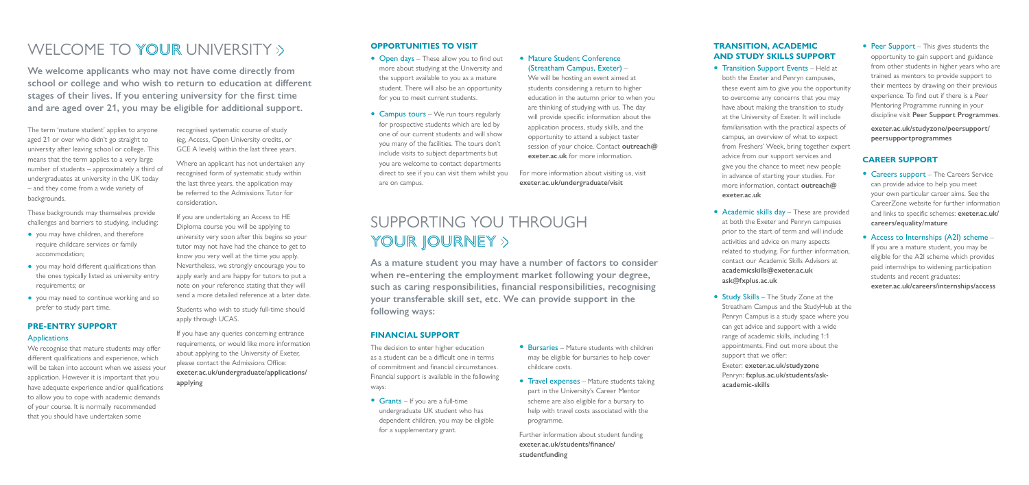# WELCOME TO YOUR UNIVERSITY

**We welcome applicants who may not have come directly from school or college and who wish to return to education at different stages of their lives. If you entering university for the first time and are aged over 21, you may be eligible for additional support.**

The term 'mature student' applies to anyone aged 21 or over who didn't go straight to university after leaving school or college. This means that the term applies to a very large number of students – approximately a third of undergraduates at university in the UK today – and they come from a wide variety of backgrounds.

These backgrounds may themselves provide challenges and barriers to studying, including:

- you may have children, and therefore require childcare services or family accommodation;
- you may hold different qualifications than the ones typically listed as university entry requirements; or
- you may need to continue working and so prefer to study part time.

### PRE-ENTRY SUPPORT

#### Applications

We recognise that mature students may offer different qualifications and experience, which will be taken into account when we assess your application. However it is important that you have adequate experience and/or qualifications to allow you to cope with academic demands of your course. It is normally recommended that you should have undertaken some recognised systematic course of study (eg, Access, Open University credits, or GCE A levels) within the last three years.

Where an applicant has not undertaken any recognised form of systematic study within the last three years, the application may be referred to the Admissions Tutor for consideration.

If you are undertaking an Access to HE Diploma course you will be applying to university very soon after this begins so your tutor may not have had the chance to get to know you very well at the time you apply. Nevertheless, we strongly encourage you to apply early and are happy for tutors to put a note on your reference stating that they will send a more detailed reference at a later date.

Students who wish to study full-time should apply through UCAS.

If you have any queries concerning entrance requirements, or would like more information about applying to the University of Exeter, please contact the Admissions Office: **exeter.ac.uk/undergraduate/applications/applying**

### OPPORTUNITIES TO VISIT

- Open days – These allow you to find out more about studying at the University and the support available to you as a mature student. There will also be an opportunity for you to meet current students.
- Campus tours – We run tours regularly for prospective students which are led by one of our current students and will show you many of the facilities. The tours don't include visits to subject departments but you are welcome to contact departments direct to see if you can visit them whilst you are on campus.
- Mature Student Conference (Streatham Campus, Exeter) – We will be hosting an event aimed at students considering a return to higher education in the autumn prior to when you are thinking of studying with us. The day will provide specific information about the application process, study skills, and the opportunity to attend a subject taster session of your choice. Contact **outreach@exeter.ac.uk** for more information.

For more information about visiting us, visit **exeter.ac.uk/undergraduate/visit**

# SUPPORTING YOU THROUGH YOUR JOURNEY

**As a mature student you may have a number of factors to consider when re-entering the employment market following your degree, such as caring responsibilities, financial responsibilities, recognising your transferable skill set, etc. We can provide support in the following ways:**

### FINANCIAL SUPPORT

The decision to enter higher education as a student can be a difficult one in terms of commitment and financial circumstances. Financial support is available in the following ways:

- Grants – If you are a full-time undergraduate UK student who has dependent children, you may be eligible for a supplementary grant.
- Bursaries – Mature students with children may be eligible for bursaries to help cover childcare costs.
- Travel expenses – Mature students taking part in the University's Career Mentor scheme are also eligible for a bursary to help with travel costs associated with the programme.

Further information about student funding **exeter.ac.uk/students/finance/studentfunding**

### TRANSITION, ACADEMIC AND STUDY SKILLS SUPPORT

- Transition Support Events – Held at both the Exeter and Penryn campuses, these event aim to give you the opportunity to overcome any concerns that you may have about making the transition to study at the University of Exeter. It will include familiarisation with the practical aspects of campus, an overview of what to expect from Freshers' Week, bring together expert advice from our support services and give you the chance to meet new people in advance of starting your studies. For more information, contact **outreach@exeter.ac.uk**
- Academic skills day – These are provided at both the Exeter and Penryn campuses prior to the start of term and will include activities and advice on many aspects related to studying. For further information, contact our Academic Skills Advisors at **academicskills@exeter.ac.uk ask@fxplus.ac.uk**
- Study Skills – The Study Zone at the Streatham Campus and the StudyHub at the Penryn Campus is a study space where you can get advice and support with a wide range of academic skills, including 1:1 appointments. Find out more about the support that we offer:
  Exeter: **exeter.ac.uk/studyzone**
  Penryn: **fxplus.ac.uk/students/ask-academic-skills**
- Peer Support – This gives students the opportunity to gain support and guidance from other students in higher years who are trained as mentors to provide support to their mentees by drawing on their previous experience. To find out if there is a Peer Mentoring Programme running in your discipline visit **Peer Support Programmes**.

  **exeter.ac.uk/studyzone/peersupport/peersupportprogrammes**

### CAREER SUPPORT

- Careers support – The Careers Service can provide advice to help you meet your own particular career aims. See the CareerZone website for further information and links to specific schemes: **exeter.ac.uk/careers/equality/mature**
- Access to Internships (A2I) scheme – If you are a mature student, you may be eligible for the A2I scheme which provides paid internships to widening participation students and recent graduates: **exeter.ac.uk/careers/internships/access**